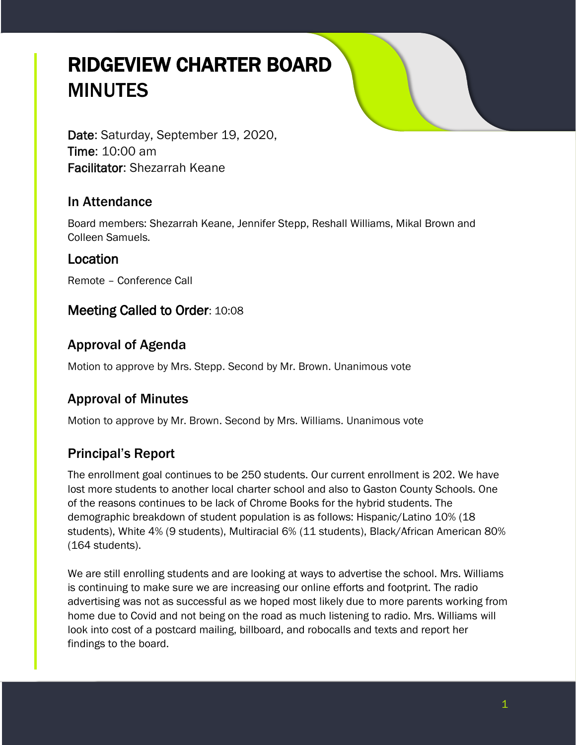# RIDGEVIEW CHARTER BOARD MINUTES

**Date**: Saturday, September 19, 2020,
**Time**: 10:00 am
**Facilitator**: Shezarrah Keane

## In Attendance

Board members: Shezarrah Keane, Jennifer Stepp, Reshall Williams, Mikal Brown and Colleen Samuels.

## Location

Remote – Conference Call

## Meeting Called to Order: 10:08

## Approval of Agenda

Motion to approve by Mrs. Stepp. Second by Mr. Brown. Unanimous vote

## Approval of Minutes

Motion to approve by Mr. Brown. Second by Mrs. Williams. Unanimous vote

## Principal's Report

The enrollment goal continues to be 250 students. Our current enrollment is 202. We have lost more students to another local charter school and also to Gaston County Schools. One of the reasons continues to be lack of Chrome Books for the hybrid students. The demographic breakdown of student population is as follows: Hispanic/Latino 10% (18 students), White 4% (9 students), Multiracial 6% (11 students), Black/African American 80% (164 students).

We are still enrolling students and are looking at ways to advertise the school. Mrs. Williams is continuing to make sure we are increasing our online efforts and footprint. The radio advertising was not as successful as we hoped most likely due to more parents working from home due to Covid and not being on the road as much listening to radio. Mrs. Williams will look into cost of a postcard mailing, billboard, and robocalls and texts and report her findings to the board.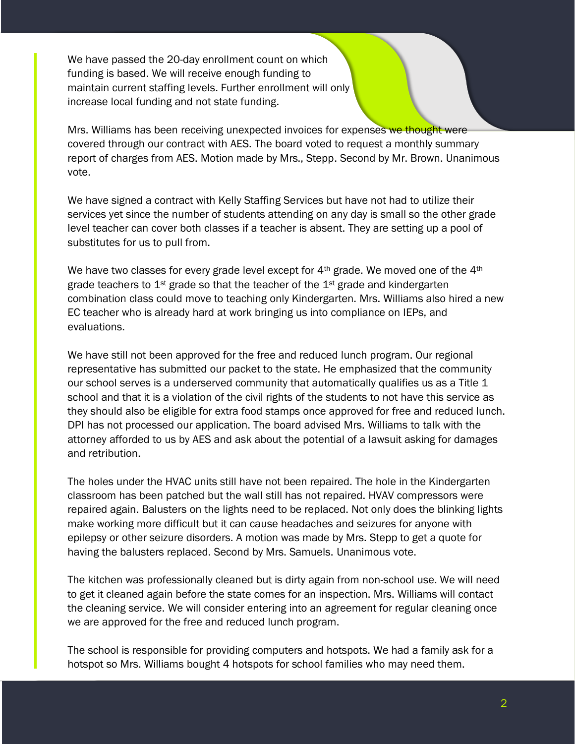We have passed the 20-day enrollment count on which funding is based. We will receive enough funding to maintain current staffing levels. Further enrollment will only increase local funding and not state funding.

Mrs. Williams has been receiving unexpected invoices for expenses we thought were covered through our contract with AES. The board voted to request a monthly summary report of charges from AES. Motion made by Mrs., Stepp. Second by Mr. Brown. Unanimous vote.

We have signed a contract with Kelly Staffing Services but have not had to utilize their services yet since the number of students attending on any day is small so the other grade level teacher can cover both classes if a teacher is absent. They are setting up a pool of substitutes for us to pull from.

We have two classes for every grade level except for 4th grade. We moved one of the 4th grade teachers to 1st grade so that the teacher of the 1st grade and kindergarten combination class could move to teaching only Kindergarten. Mrs. Williams also hired a new EC teacher who is already hard at work bringing us into compliance on IEPs, and evaluations.

We have still not been approved for the free and reduced lunch program. Our regional representative has submitted our packet to the state. He emphasized that the community our school serves is a underserved community that automatically qualifies us as a Title 1 school and that it is a violation of the civil rights of the students to not have this service as they should also be eligible for extra food stamps once approved for free and reduced lunch. DPI has not processed our application. The board advised Mrs. Williams to talk with the attorney afforded to us by AES and ask about the potential of a lawsuit asking for damages and retribution.

The holes under the HVAC units still have not been repaired. The hole in the Kindergarten classroom has been patched but the wall still has not repaired. HVAV compressors were repaired again. Balusters on the lights need to be replaced. Not only does the blinking lights make working more difficult but it can cause headaches and seizures for anyone with epilepsy or other seizure disorders. A motion was made by Mrs. Stepp to get a quote for having the balusters replaced. Second by Mrs. Samuels. Unanimous vote.

The kitchen was professionally cleaned but is dirty again from non-school use. We will need to get it cleaned again before the state comes for an inspection. Mrs. Williams will contact the cleaning service. We will consider entering into an agreement for regular cleaning once we are approved for the free and reduced lunch program.

The school is responsible for providing computers and hotspots. We had a family ask for a hotspot so Mrs. Williams bought 4 hotspots for school families who may need them.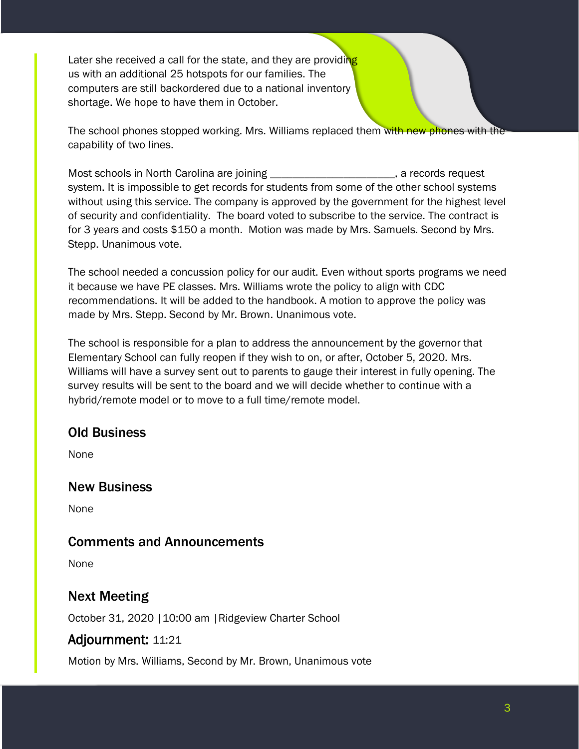Later she received a call for the state, and they are providing us with an additional 25 hotspots for our families. The computers are still backordered due to a national inventory shortage. We hope to have them in October.

The school phones stopped working. Mrs. Williams replaced them with new phones with the capability of two lines.

Most schools in North Carolina are joining ______________________, a records request system. It is impossible to get records for students from some of the other school systems without using this service. The company is approved by the government for the highest level of security and confidentiality. The board voted to subscribe to the service. The contract is for 3 years and costs $150 a month. Motion was made by Mrs. Samuels. Second by Mrs. Stepp. Unanimous vote.

The school needed a concussion policy for our audit. Even without sports programs we need it because we have PE classes. Mrs. Williams wrote the policy to align with CDC recommendations. It will be added to the handbook. A motion to approve the policy was made by Mrs. Stepp. Second by Mr. Brown. Unanimous vote.

The school is responsible for a plan to address the announcement by the governor that Elementary School can fully reopen if they wish to on, or after, October 5, 2020. Mrs. Williams will have a survey sent out to parents to gauge their interest in fully opening. The survey results will be sent to the board and we will decide whether to continue with a hybrid/remote model or to move to a full time/remote model.

## Old Business

None

## New Business

None

## Comments and Announcements

None

## Next Meeting

October 31, 2020 | 10:00 am | Ridgeview Charter School

## Adjournment: 11:21

Motion by Mrs. Williams, Second by Mr. Brown, Unanimous vote